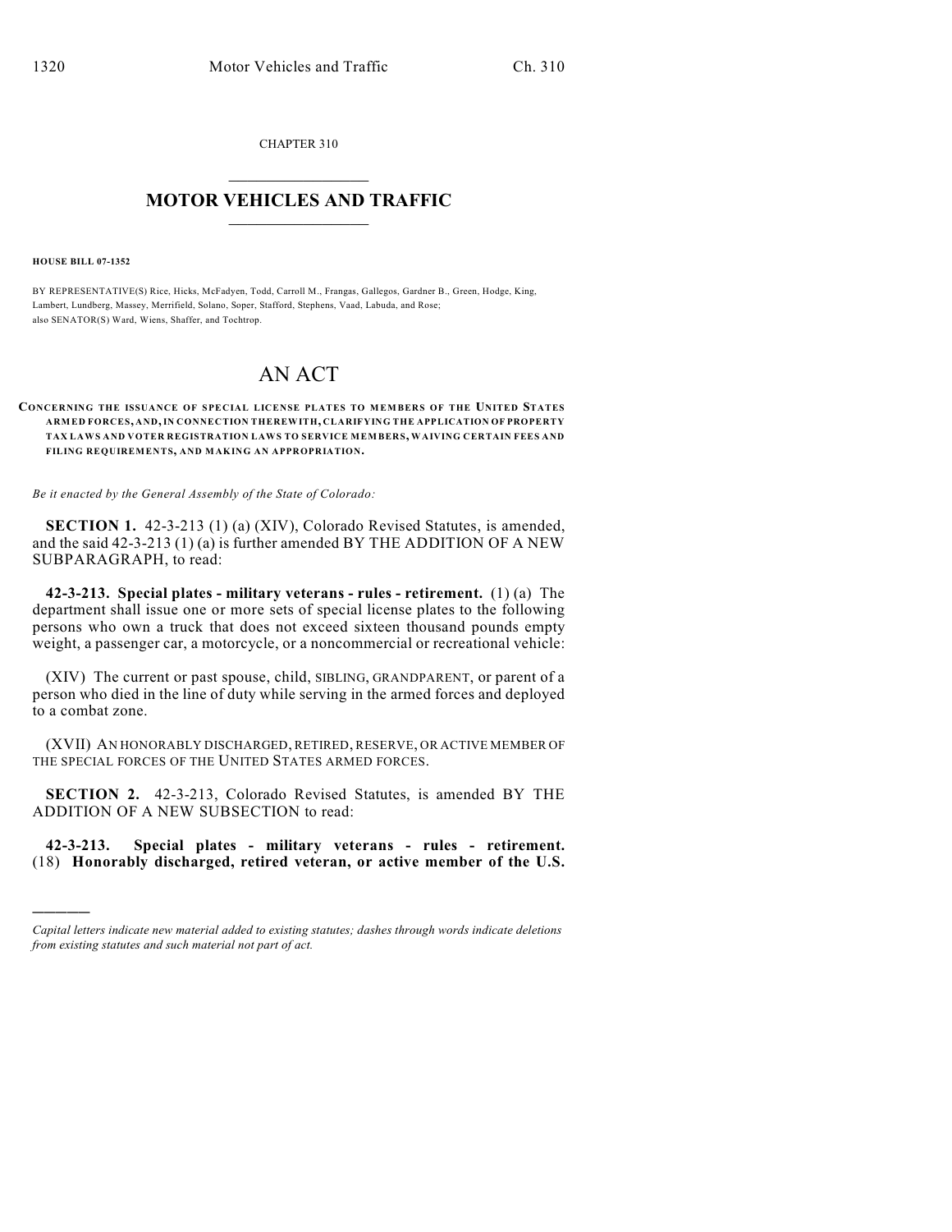CHAPTER 310

## MOTOR VEHICLES AND TRAFFIC

**HOUSE BILL 07-1352**

BY REPRESENTATIVE(S) Rice, Hicks, McFadyen, Todd, Carroll M., Frangas, Gallegos, Gardner B., Green, Hodge, King, Lambert, Lundberg, Massey, Merrifield, Solano, Soper, Stafford, Stephens, Vaad, Labuda, and Rose;
also SENATOR(S) Ward, Wiens, Shaffer, and Tochtrop.

# AN ACT

**CONCERNING THE ISSUANCE OF SPECIAL LICENSE PLATES TO MEMBERS OF THE UNITED STATES ARMED FORCES, AND, IN CONNECTION THEREWITH, CLARIFYING THE APPLICATION OF PROPERTY TAX LAWS AND VOTER REGISTRATION LAWS TO SERVICE MEMBERS, WAIVING CERTAIN FEES AND FILING REQUIREMENTS, AND MAKING AN APPROPRIATION.**

*Be it enacted by the General Assembly of the State of Colorado:*

**SECTION 1.** 42-3-213 (1) (a) (XIV), Colorado Revised Statutes, is amended, and the said 42-3-213 (1) (a) is further amended BY THE ADDITION OF A NEW SUBPARAGRAPH, to read:

**42-3-213. Special plates - military veterans - rules - retirement.** (1) (a) The department shall issue one or more sets of special license plates to the following persons who own a truck that does not exceed sixteen thousand pounds empty weight, a passenger car, a motorcycle, or a noncommercial or recreational vehicle:

(XIV) The current or past spouse, child, SIBLING, GRANDPARENT, or parent of a person who died in the line of duty while serving in the armed forces and deployed to a combat zone.

(XVII) AN HONORABLY DISCHARGED, RETIRED, RESERVE, OR ACTIVE MEMBER OF THE SPECIAL FORCES OF THE UNITED STATES ARMED FORCES.

**SECTION 2.** 42-3-213, Colorado Revised Statutes, is amended BY THE ADDITION OF A NEW SUBSECTION to read:

**42-3-213. Special plates - military veterans - rules - retirement.** (18) **Honorably discharged, retired veteran, or active member of the U.S.**

---

*Capital letters indicate new material added to existing statutes; dashes through words indicate deletions from existing statutes and such material not part of act.*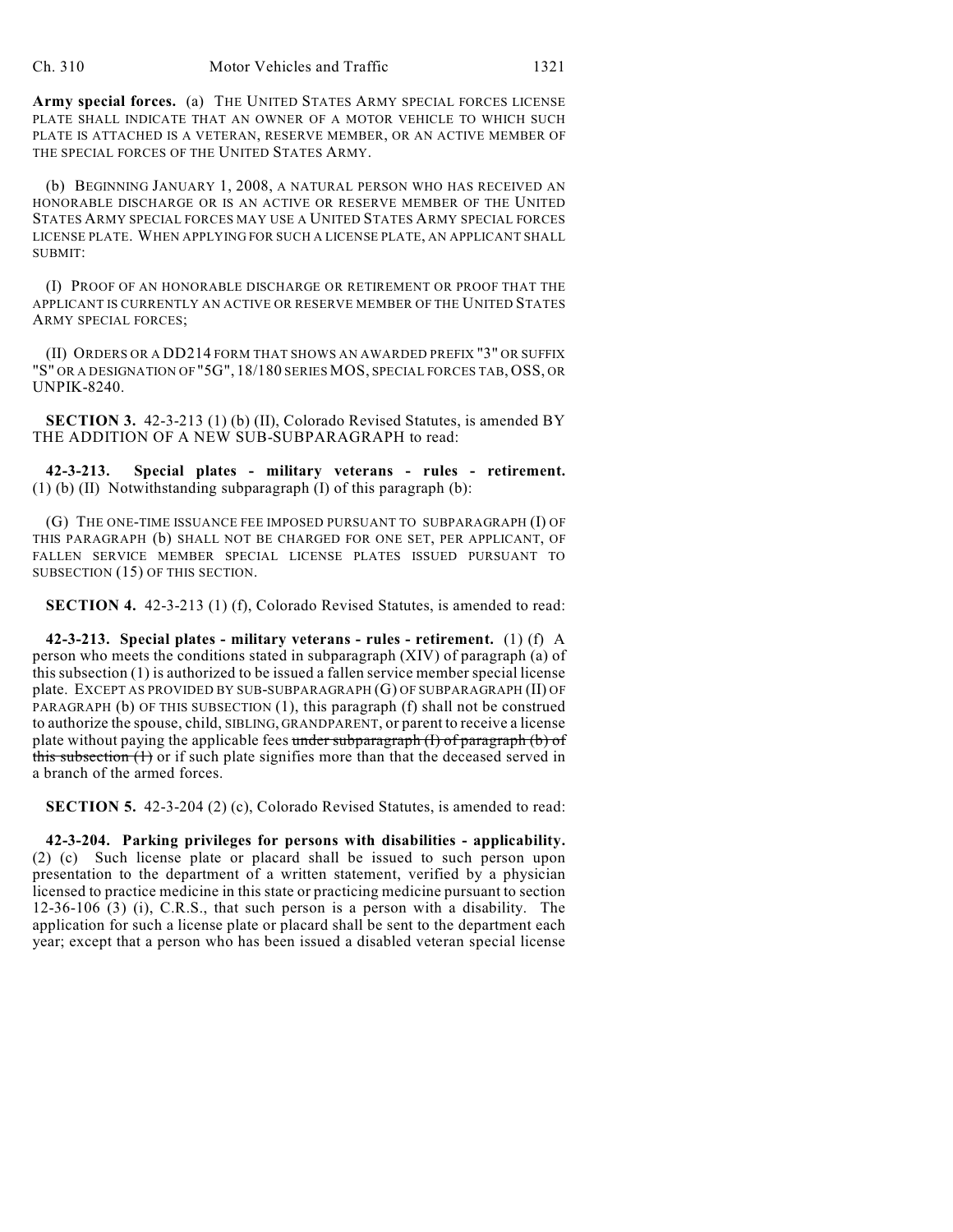**Army special forces.** (a) THE UNITED STATES ARMY SPECIAL FORCES LICENSE PLATE SHALL INDICATE THAT AN OWNER OF A MOTOR VEHICLE TO WHICH SUCH PLATE IS ATTACHED IS A VETERAN, RESERVE MEMBER, OR AN ACTIVE MEMBER OF THE SPECIAL FORCES OF THE UNITED STATES ARMY.

(b) BEGINNING JANUARY 1, 2008, A NATURAL PERSON WHO HAS RECEIVED AN HONORABLE DISCHARGE OR IS AN ACTIVE OR RESERVE MEMBER OF THE UNITED STATES ARMY SPECIAL FORCES MAY USE A UNITED STATES ARMY SPECIAL FORCES LICENSE PLATE. WHEN APPLYING FOR SUCH A LICENSE PLATE, AN APPLICANT SHALL SUBMIT:

(I) PROOF OF AN HONORABLE DISCHARGE OR RETIREMENT OR PROOF THAT THE APPLICANT IS CURRENTLY AN ACTIVE OR RESERVE MEMBER OF THE UNITED STATES ARMY SPECIAL FORCES;

(II) ORDERS OR A DD214 FORM THAT SHOWS AN AWARDED PREFIX "3" OR SUFFIX "S" OR A DESIGNATION OF "5G", 18/180 SERIES MOS, SPECIAL FORCES TAB, OSS, OR UNPIK-8240.

**SECTION 3.** 42-3-213 (1) (b) (II), Colorado Revised Statutes, is amended BY THE ADDITION OF A NEW SUB-SUBPARAGRAPH to read:

**42-3-213. Special plates - military veterans - rules - retirement.** (1) (b) (II) Notwithstanding subparagraph (I) of this paragraph (b):

(G) THE ONE-TIME ISSUANCE FEE IMPOSED PURSUANT TO SUBPARAGRAPH (I) OF THIS PARAGRAPH (b) SHALL NOT BE CHARGED FOR ONE SET, PER APPLICANT, OF FALLEN SERVICE MEMBER SPECIAL LICENSE PLATES ISSUED PURSUANT TO SUBSECTION (15) OF THIS SECTION.

**SECTION 4.** 42-3-213 (1) (f), Colorado Revised Statutes, is amended to read:

**42-3-213. Special plates - military veterans - rules - retirement.** (1) (f) A person who meets the conditions stated in subparagraph (XIV) of paragraph (a) of this subsection (1) is authorized to be issued a fallen service member special license plate. EXCEPT AS PROVIDED BY SUB-SUBPARAGRAPH (G) OF SUBPARAGRAPH (II) OF PARAGRAPH (b) OF THIS SUBSECTION (1), this paragraph (f) shall not be construed to authorize the spouse, child, SIBLING, GRANDPARENT, or parent to receive a license plate without paying the applicable fees ~~under subparagraph (I) of paragraph (b) of this subsection (1)~~ or if such plate signifies more than that the deceased served in a branch of the armed forces.

**SECTION 5.** 42-3-204 (2) (c), Colorado Revised Statutes, is amended to read:

**42-3-204. Parking privileges for persons with disabilities - applicability.** (2) (c) Such license plate or placard shall be issued to such person upon presentation to the department of a written statement, verified by a physician licensed to practice medicine in this state or practicing medicine pursuant to section 12-36-106 (3) (i), C.R.S., that such person is a person with a disability. The application for such a license plate or placard shall be sent to the department each year; except that a person who has been issued a disabled veteran special license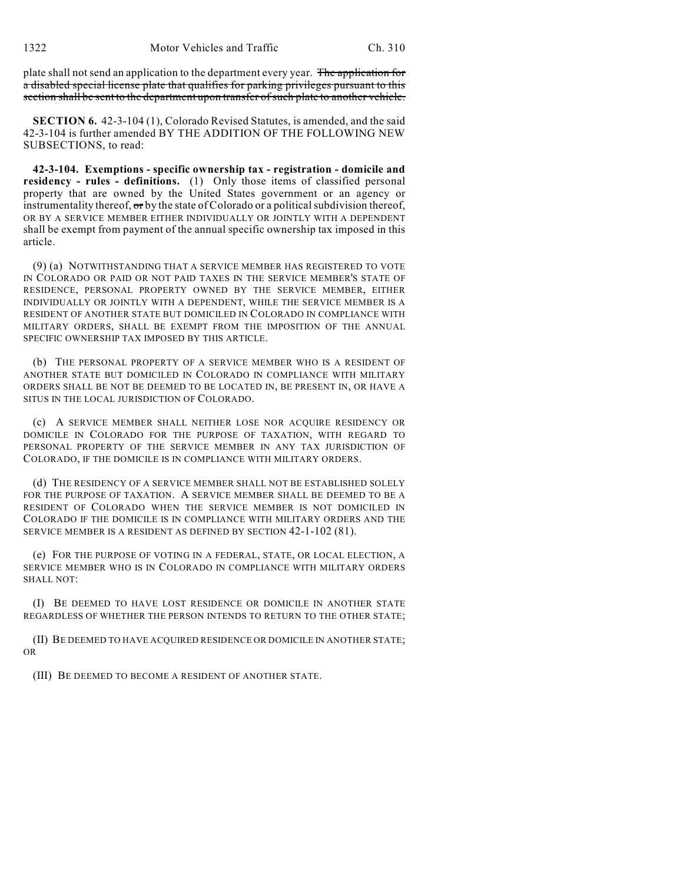plate shall not send an application to the department every year. ~~The application for a disabled special license plate that qualifies for parking privileges pursuant to this section shall be sent to the department upon transfer of such plate to another vehicle.~~

**SECTION 6.** 42-3-104 (1), Colorado Revised Statutes, is amended, and the said 42-3-104 is further amended BY THE ADDITION OF THE FOLLOWING NEW SUBSECTIONS, to read:

**42-3-104. Exemptions - specific ownership tax - registration - domicile and residency - rules - definitions.** (1) Only those items of classified personal property that are owned by the United States government or an agency or instrumentality thereof, ~~or~~ by the state of Colorado or a political subdivision thereof, OR BY A SERVICE MEMBER EITHER INDIVIDUALLY OR JOINTLY WITH A DEPENDENT shall be exempt from payment of the annual specific ownership tax imposed in this article.

(9) (a) NOTWITHSTANDING THAT A SERVICE MEMBER HAS REGISTERED TO VOTE IN COLORADO OR PAID OR NOT PAID TAXES IN THE SERVICE MEMBER'S STATE OF RESIDENCE, PERSONAL PROPERTY OWNED BY THE SERVICE MEMBER, EITHER INDIVIDUALLY OR JOINTLY WITH A DEPENDENT, WHILE THE SERVICE MEMBER IS A RESIDENT OF ANOTHER STATE BUT DOMICILED IN COLORADO IN COMPLIANCE WITH MILITARY ORDERS, SHALL BE EXEMPT FROM THE IMPOSITION OF THE ANNUAL SPECIFIC OWNERSHIP TAX IMPOSED BY THIS ARTICLE.

(b) THE PERSONAL PROPERTY OF A SERVICE MEMBER WHO IS A RESIDENT OF ANOTHER STATE BUT DOMICILED IN COLORADO IN COMPLIANCE WITH MILITARY ORDERS SHALL BE NOT BE DEEMED TO BE LOCATED IN, BE PRESENT IN, OR HAVE A SITUS IN THE LOCAL JURISDICTION OF COLORADO.

(c) A SERVICE MEMBER SHALL NEITHER LOSE NOR ACQUIRE RESIDENCY OR DOMICILE IN COLORADO FOR THE PURPOSE OF TAXATION, WITH REGARD TO PERSONAL PROPERTY OF THE SERVICE MEMBER IN ANY TAX JURISDICTION OF COLORADO, IF THE DOMICILE IS IN COMPLIANCE WITH MILITARY ORDERS.

(d) THE RESIDENCY OF A SERVICE MEMBER SHALL NOT BE ESTABLISHED SOLELY FOR THE PURPOSE OF TAXATION. A SERVICE MEMBER SHALL BE DEEMED TO BE A RESIDENT OF COLORADO WHEN THE SERVICE MEMBER IS NOT DOMICILED IN COLORADO IF THE DOMICILE IS IN COMPLIANCE WITH MILITARY ORDERS AND THE SERVICE MEMBER IS A RESIDENT AS DEFINED BY SECTION 42-1-102 (81).

(e) FOR THE PURPOSE OF VOTING IN A FEDERAL, STATE, OR LOCAL ELECTION, A SERVICE MEMBER WHO IS IN COLORADO IN COMPLIANCE WITH MILITARY ORDERS SHALL NOT:

(I) BE DEEMED TO HAVE LOST RESIDENCE OR DOMICILE IN ANOTHER STATE REGARDLESS OF WHETHER THE PERSON INTENDS TO RETURN TO THE OTHER STATE;

(II) BE DEEMED TO HAVE ACQUIRED RESIDENCE OR DOMICILE IN ANOTHER STATE; OR

(III) BE DEEMED TO BECOME A RESIDENT OF ANOTHER STATE.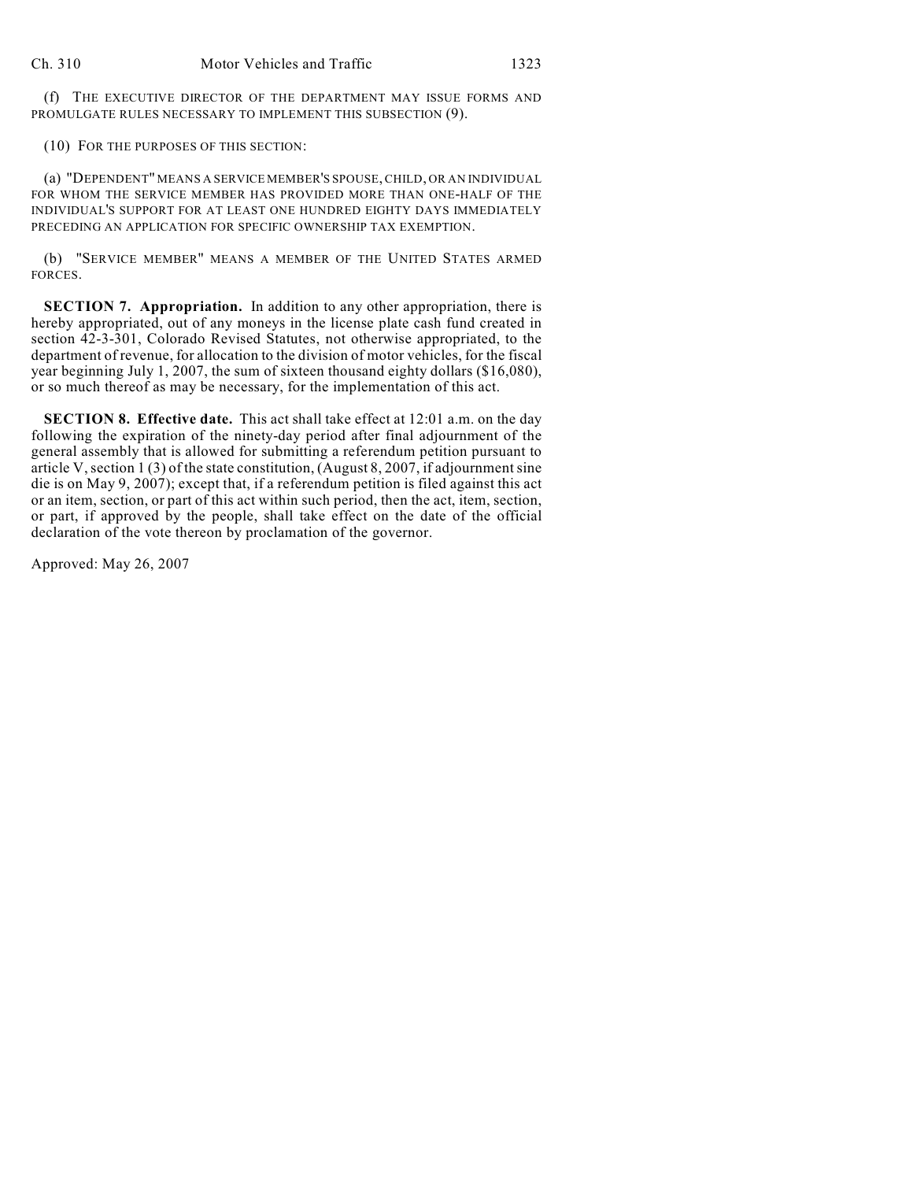(f) THE EXECUTIVE DIRECTOR OF THE DEPARTMENT MAY ISSUE FORMS AND PROMULGATE RULES NECESSARY TO IMPLEMENT THIS SUBSECTION (9).

(10) FOR THE PURPOSES OF THIS SECTION:

(a) "DEPENDENT" MEANS A SERVICE MEMBER'S SPOUSE, CHILD, OR AN INDIVIDUAL FOR WHOM THE SERVICE MEMBER HAS PROVIDED MORE THAN ONE-HALF OF THE INDIVIDUAL'S SUPPORT FOR AT LEAST ONE HUNDRED EIGHTY DAYS IMMEDIATELY PRECEDING AN APPLICATION FOR SPECIFIC OWNERSHIP TAX EXEMPTION.

(b) "SERVICE MEMBER" MEANS A MEMBER OF THE UNITED STATES ARMED FORCES.

**SECTION 7. Appropriation.** In addition to any other appropriation, there is hereby appropriated, out of any moneys in the license plate cash fund created in section 42-3-301, Colorado Revised Statutes, not otherwise appropriated, to the department of revenue, for allocation to the division of motor vehicles, for the fiscal year beginning July 1, 2007, the sum of sixteen thousand eighty dollars ($16,080), or so much thereof as may be necessary, for the implementation of this act.

**SECTION 8. Effective date.** This act shall take effect at 12:01 a.m. on the day following the expiration of the ninety-day period after final adjournment of the general assembly that is allowed for submitting a referendum petition pursuant to article V, section 1 (3) of the state constitution, (August 8, 2007, if adjournment sine die is on May 9, 2007); except that, if a referendum petition is filed against this act or an item, section, or part of this act within such period, then the act, item, section, or part, if approved by the people, shall take effect on the date of the official declaration of the vote thereon by proclamation of the governor.

Approved: May 26, 2007